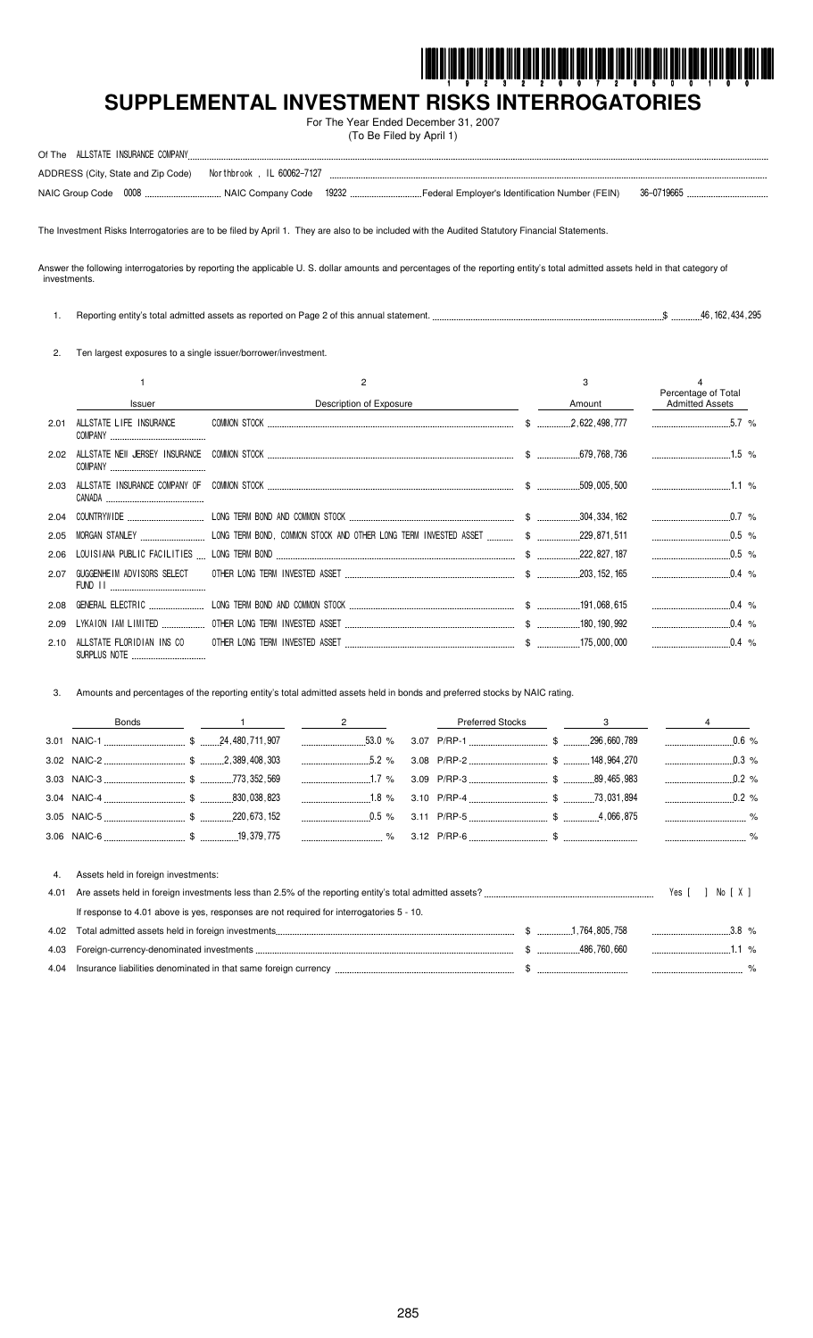# SUPPLEMENTAL INVESTMENT RISKS INTERROGATORIES

For The Year Ended December 31, 2007
(To Be Filed by April 1)

Of The ALLSTATE INSURANCE COMPANY

ADDRESS (City, State and Zip Code) Northbrook , IL 60062-7127

NAIC Group Code 0008 NAIC Company Code 19232 Federal Employer's Identification Number (FEIN) 36-0719665

The Investment Risks Interrogatories are to be filed by April 1. They are also to be included with the Audited Statutory Financial Statements.

Answer the following interrogatories by reporting the applicable U. S. dollar amounts and percentages of the reporting entity's total admitted assets held in that category of investments.

1. Reporting entity's total admitted assets as reported on Page 2 of this annual statement. $ 46,162,434,295

2. Ten largest exposures to a single issuer/borrower/investment.

| | 1<br>Issuer | 2<br>Description of Exposure | 3<br>Amount | 4<br>Percentage of Total Admitted Assets |
|---|---|---|---|---|
| 2.01 | ALLSTATE LIFE INSURANCE COMPANY | COMMON STOCK | $ 2,622,498,777 | 5.7 % |
| 2.02 | ALLSTATE NEW JERSEY INSURANCE COMPANY | COMMON STOCK | $ 679,768,736 | 1.5 % |
| 2.03 | ALLSTATE INSURANCE COMPANY OF CANADA | COMMON STOCK | $ 509,005,500 | 1.1 % |
| 2.04 | COUNTRYWIDE | LONG TERM BOND AND COMMON STOCK | $ 304,334,162 | 0.7 % |
| 2.05 | MORGAN STANLEY | LONG TERM BOND, COMMON STOCK AND OTHER LONG TERM INVESTED ASSET | $ 229,871,511 | 0.5 % |
| 2.06 | LOUISIANA PUBLIC FACILITIES | LONG TERM BOND | $ 222,827,187 | 0.5 % |
| 2.07 | GUGGENHEIM ADVISORS SELECT FUND II | OTHER LONG TERM INVESTED ASSET | $ 203,152,165 | 0.4 % |
| 2.08 | GENERAL ELECTRIC | LONG TERM BOND AND COMMON STOCK | $ 191,068,615 | 0.4 % |
| 2.09 | LYKAION IAM LIMITED | OTHER LONG TERM INVESTED ASSET | $ 180,190,992 | 0.4 % |
| 2.10 | ALLSTATE FLORIDIAN INS CO SURPLUS NOTE | OTHER LONG TERM INVESTED ASSET | $ 175,000,000 | 0.4 % |

3. Amounts and percentages of the reporting entity's total admitted assets held in bonds and preferred stocks by NAIC rating.

| Bonds | 1 | 2 | Preferred Stocks | 3 | 4 |
|---|---|---|---|---|---|
| 3.01 NAIC-1 | $ 24,480,711,907 | 53.0 % | 3.07 P/RP-1 | $ 296,660,789 | 0.6 % |
| 3.02 NAIC-2 | $ 2,389,408,303 | 5.2 % | 3.08 P/RP-2 | $ 148,964,270 | 0.3 % |
| 3.03 NAIC-3 | $ 773,352,569 | 1.7 % | 3.09 P/RP-3 | $ 89,465,983 | 0.2 % |
| 3.04 NAIC-4 | $ 830,038,823 | 1.8 % | 3.10 P/RP-4 | $ 73,031,894 | 0.2 % |
| 3.05 NAIC-5 | $ 220,673,152 | 0.5 % | 3.11 P/RP-5 | $ 4,066,875 | % |
| 3.06 NAIC-6 | $ 19,379,775 | % | 3.12 P/RP-6 | $ | % |

4. Assets held in foreign investments:

4.01 Are assets held in foreign investments less than 2.5% of the reporting entity's total admitted assets? Yes [ ] No [ X ]

If response to 4.01 above is yes, responses are not required for interrogatories 5 - 10.

| | | | |
|---|---|---|---|
| 4.02 | Total admitted assets held in foreign investments | $ 1,764,805,758 | 3.8 % |
| 4.03 | Foreign-currency-denominated investments | $ 486,760,660 | 1.1 % |
| 4.04 | Insurance liabilities denominated in that same foreign currency | $ | % |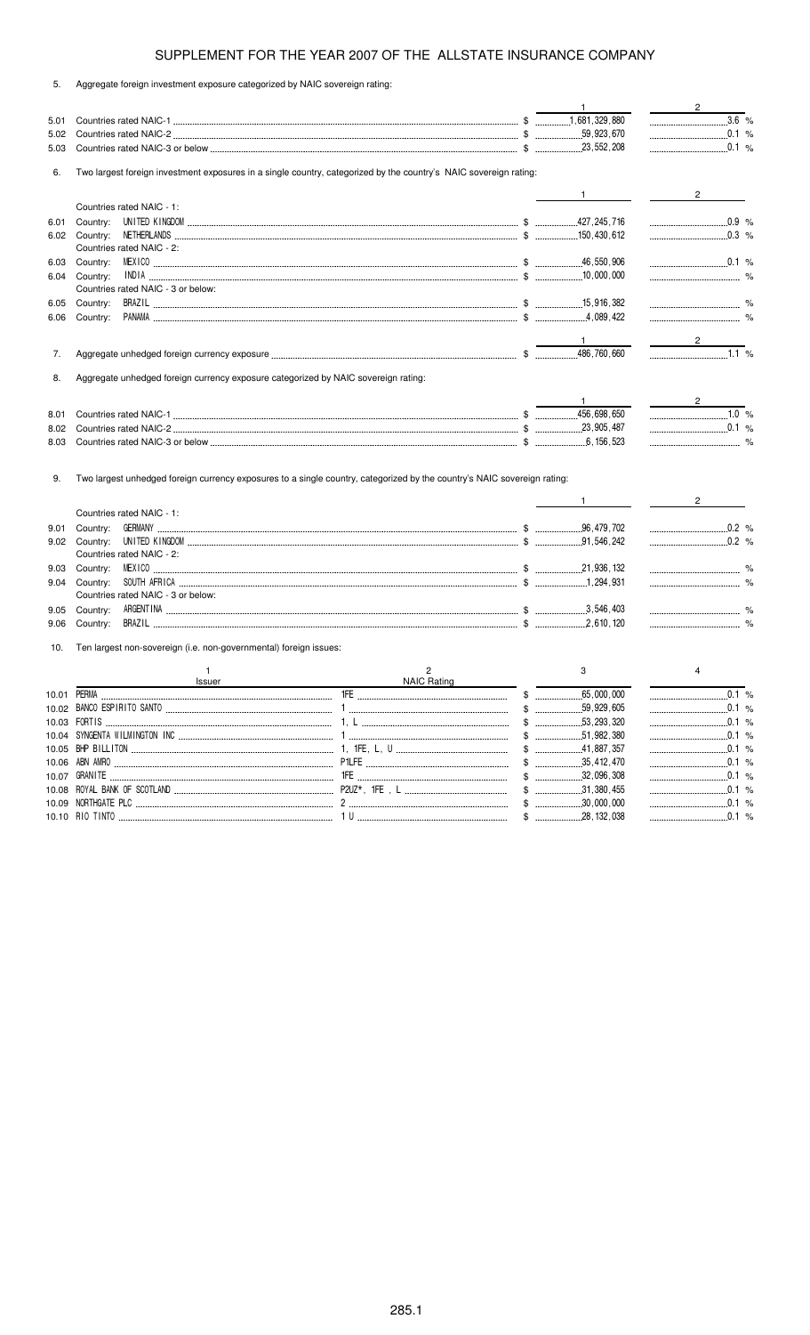# SUPPLEMENT FOR THE YEAR 2007 OF THE ALLSTATE INSURANCE COMPANY

5. Aggregate foreign investment exposure categorized by NAIC sovereign rating:

| | | 1 | 2 |
|---|---|---|---|
| 5.01 | Countries rated NAIC-1 | $ 1,681,329,880 | 3.6 % |
| 5.02 | Countries rated NAIC-2 | $ 59,923,670 | 0.1 % |
| 5.03 | Countries rated NAIC-3 or below | $ 23,552,208 | 0.1 % |

6. Two largest foreign investment exposures in a single country, categorized by the country's NAIC sovereign rating:

| | | 1 | 2 |
|---|---|---|---|
| | Countries rated NAIC - 1: | | |
| 6.01 | Country: UNITED KINGDOM | $ 427,245,716 | 0.9 % |
| 6.02 | Country: NETHERLANDS | $ 150,430,612 | 0.3 % |
| | Countries rated NAIC - 2: | | |
| 6.03 | Country: MEXICO | $ 46,550,906 | 0.1 % |
| 6.04 | Country: INDIA | $ 10,000,000 | % |
| | Countries rated NAIC - 3 or below: | | |
| 6.05 | Country: BRAZIL | $ 15,916,382 | % |
| 6.06 | Country: PANAMA | $ 4,089,422 | % |

| | | 1 | 2 |
|---|---|---|---|
| 7. | Aggregate unhedged foreign currency exposure | $ 486,760,660 | 1.1 % |

8. Aggregate unhedged foreign currency exposure categorized by NAIC sovereign rating:

| | | 1 | 2 |
|---|---|---|---|
| 8.01 | Countries rated NAIC-1 | $ 456,698,650 | 1.0 % |
| 8.02 | Countries rated NAIC-2 | $ 23,905,487 | 0.1 % |
| 8.03 | Countries rated NAIC-3 or below | $ 6,156,523 | % |

9. Two largest unhedged foreign currency exposures to a single country, categorized by the country's NAIC sovereign rating:

| | | 1 | 2 |
|---|---|---|---|
| | Countries rated NAIC - 1: | | |
| 9.01 | Country: GERMANY | $ 96,479,702 | 0.2 % |
| 9.02 | Country: UNITED KINGDOM | $ 91,546,242 | 0.2 % |
| | Countries rated NAIC - 2: | | |
| 9.03 | Country: MEXICO | $ 21,936,132 | % |
| 9.04 | Country: SOUTH AFRICA | $ 1,294,931 | % |
| | Countries rated NAIC - 3 or below: | | |
| 9.05 | Country: ARGENTINA | $ 3,546,403 | % |
| 9.06 | Country: BRAZIL | $ 2,610,120 | % |

10. Ten largest non-sovereign (i.e. non-governmental) foreign issues:

| | 1<br>Issuer | 2<br>NAIC Rating | 3 | 4 |
|---|---|---|---|---|
| 10.01 | PERMA | 1FE | $ 65,000,000 | 0.1 % |
| 10.02 | BANCO ESPIRITO SANTO | 1 | $ 59,929,605 | 0.1 % |
| 10.03 | FORTIS | 1, L | $ 53,293,320 | 0.1 % |
| 10.04 | SYNGENTA WILMINGTON INC | 1 | $ 51,982,380 | 0.1 % |
| 10.05 | BHP BILLITON | 1, 1FE, L, U | $ 41,887,357 | 0.1 % |
| 10.06 | ABN AMRO | P1LFE | $ 35,412,470 | 0.1 % |
| 10.07 | GRANITE | 1FE | $ 32,096,308 | 0.1 % |
| 10.08 | ROYAL BANK OF SCOTLAND | P2UZ*, 1FE , L | $ 31,380,455 | 0.1 % |
| 10.09 | NORTHGATE PLC | 2 | $ 30,000,000 | 0.1 % |
| 10.10 | RIO TINTO | 1 U | $ 28,132,038 | 0.1 % |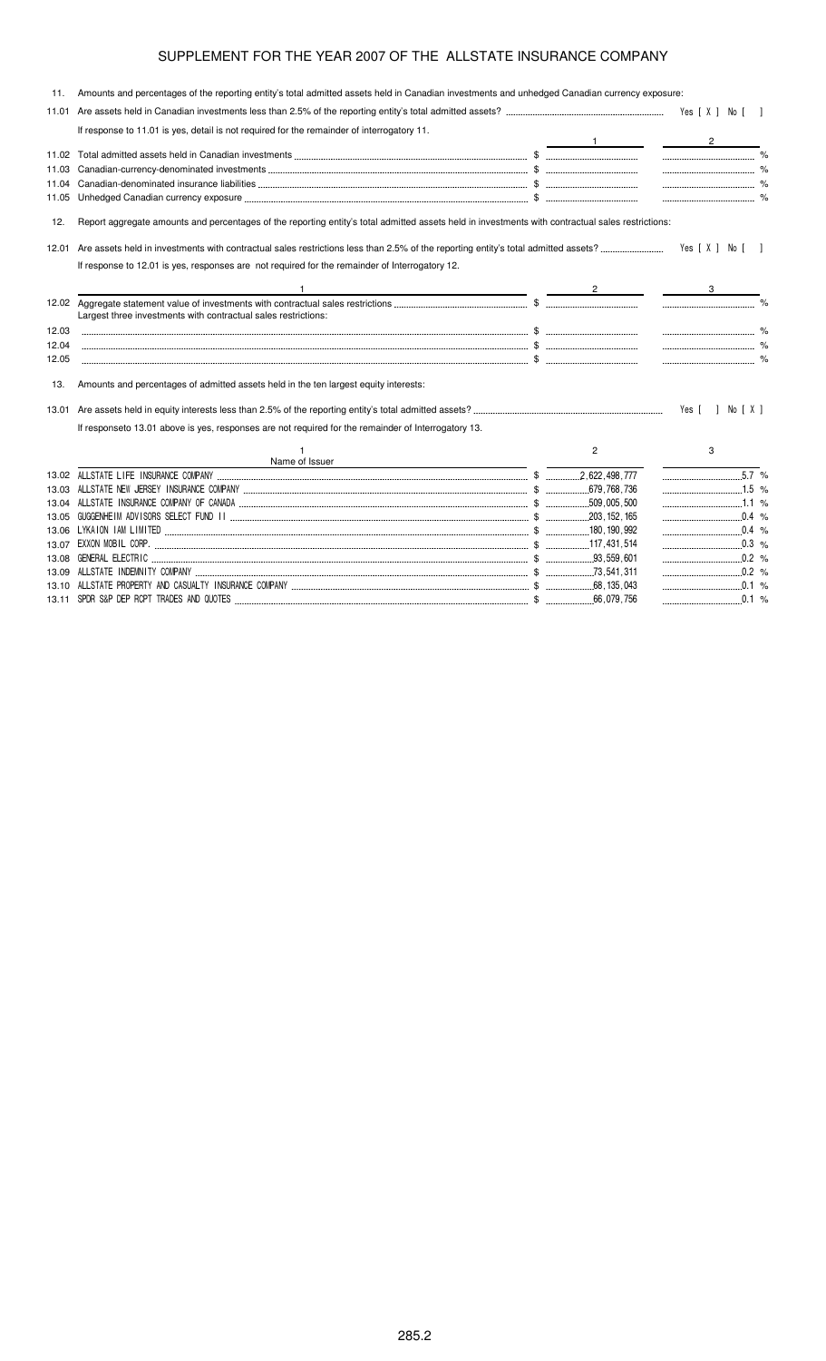## SUPPLEMENT FOR THE YEAR 2007 OF THE ALLSTATE INSURANCE COMPANY

11. Amounts and percentages of the reporting entity's total admitted assets held in Canadian investments and unhedged Canadian currency exposure:

11.01 Are assets held in Canadian investments less than 2.5% of the reporting entity's total admitted assets? Yes [ X ] No [ ]

If response to 11.01 is yes, detail is not required for the remainder of interrogatory 11.

| | | 1 | 2 |
|---|---|---|---|
| 11.02 | Total admitted assets held in Canadian investments | $ | % |
| 11.03 | Canadian-currency-denominated investments | $ | % |
| 11.04 | Canadian-denominated insurance liabilities | $ | % |
| 11.05 | Unhedged Canadian currency exposure | $ | % |

12. Report aggregate amounts and percentages of the reporting entity's total admitted assets held in investments with contractual sales restrictions:

12.01 Are assets held in investments with contractual sales restrictions less than 2.5% of the reporting entity's total admitted assets? Yes [ X ] No [ ]

If response to 12.01 is yes, responses are not required for the remainder of Interrogatory 12.

| | 1 | 2 | 3 |
|---|---|---|---|
| 12.02 | Aggregate statement value of investments with contractual sales restrictions | $ | % |
| | Largest three investments with contractual sales restrictions: | | |
| 12.03 | | $ | % |
| 12.04 | | $ | % |
| 12.05 | | $ | % |

13. Amounts and percentages of admitted assets held in the ten largest equity interests:

13.01 Are assets held in equity interests less than 2.5% of the reporting entity's total admitted assets? Yes [ ] No [ X ]

If responseto 13.01 above is yes, responses are not required for the remainder of Interrogatory 13.

| | 1<br>Name of Issuer | 2 | 3 |
|---|---|---|---|
| 13.02 | ALLSTATE LIFE INSURANCE COMPANY | $ 2,622,498,777 | 5.7 % |
| 13.03 | ALLSTATE NEW JERSEY INSURANCE COMPANY | $ 679,768,736 | 1.5 % |
| 13.04 | ALLSTATE INSURANCE COMPANY OF CANADA | $ 509,005,500 | 1.1 % |
| 13.05 | GUGGENHEIM ADVISORS SELECT FUND II | $ 203,152,165 | 0.4 % |
| 13.06 | LYKAION IAM LIMITED | $ 180,190,992 | 0.4 % |
| 13.07 | EXXON MOBIL CORP. | $ 117,431,514 | 0.3 % |
| 13.08 | GENERAL ELECTRIC | $ 93,559,601 | 0.2 % |
| 13.09 | ALLSTATE INDEMNITY COMPANY | $ 73,541,311 | 0.2 % |
| 13.10 | ALLSTATE PROPERTY AND CASUALTY INSURANCE COMPANY | $ 68,135,043 | 0.1 % |
| 13.11 | SPDR S&P DEP RCPT TRADES AND QUOTES | $ 66,079,756 | 0.1 % |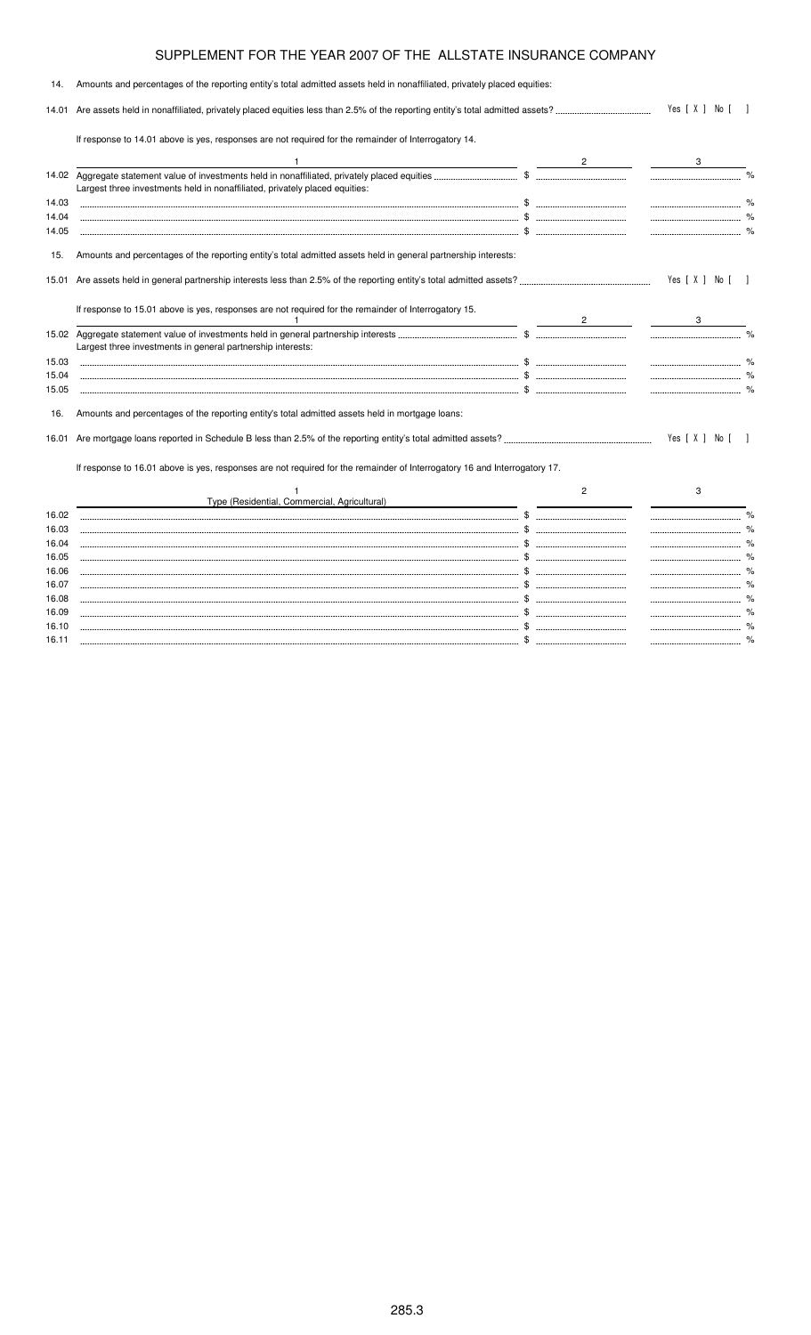# SUPPLEMENT FOR THE YEAR 2007 OF THE ALLSTATE INSURANCE COMPANY

14. Amounts and percentages of the reporting entity's total admitted assets held in nonaffiliated, privately placed equities:

14.01 Are assets held in nonaffiliated, privately placed equities less than 2.5% of the reporting entity's total admitted assets? Yes [ X ] No [ ]

If response to 14.01 above is yes, responses are not required for the remainder of Interrogatory 14.

| | 1 | 2 | 3 |
|---|---|---|---|
| 14.02 | Aggregate statement value of investments held in nonaffiliated, privately placed equities | $ | % |
| | Largest three investments held in nonaffiliated, privately placed equities: | | |
| 14.03 | | $ | % |
| 14.04 | | $ | % |
| 14.05 | | $ | % |

15. Amounts and percentages of the reporting entity's total admitted assets held in general partnership interests:

15.01 Are assets held in general partnership interests less than 2.5% of the reporting entity's total admitted assets? Yes [ X ] No [ ]

If response to 15.01 above is yes, responses are not required for the remainder of Interrogatory 15.

| | 1 | 2 | 3 |
|---|---|---|---|
| 15.02 | Aggregate statement value of investments held in general partnership interests | $ | % |
| | Largest three investments in general partnership interests: | | |
| 15.03 | | $ | % |
| 15.04 | | $ | % |
| 15.05 | | $ | % |

16. Amounts and percentages of the reporting entity's total admitted assets held in mortgage loans:

16.01 Are mortgage loans reported in Schedule B less than 2.5% of the reporting entity's total admitted assets? Yes [ X ] No [ ]

If response to 16.01 above is yes, responses are not required for the remainder of Interrogatory 16 and Interrogatory 17.

| | 1<br>Type (Residential, Commercial, Agricultural) | 2 | 3 |
|---|---|---|---|
| 16.02 | | $ | % |
| 16.03 | | $ | % |
| 16.04 | | $ | % |
| 16.05 | | $ | % |
| 16.06 | | $ | % |
| 16.07 | | $ | % |
| 16.08 | | $ | % |
| 16.09 | | $ | % |
| 16.10 | | $ | % |
| 16.11 | | $ | % |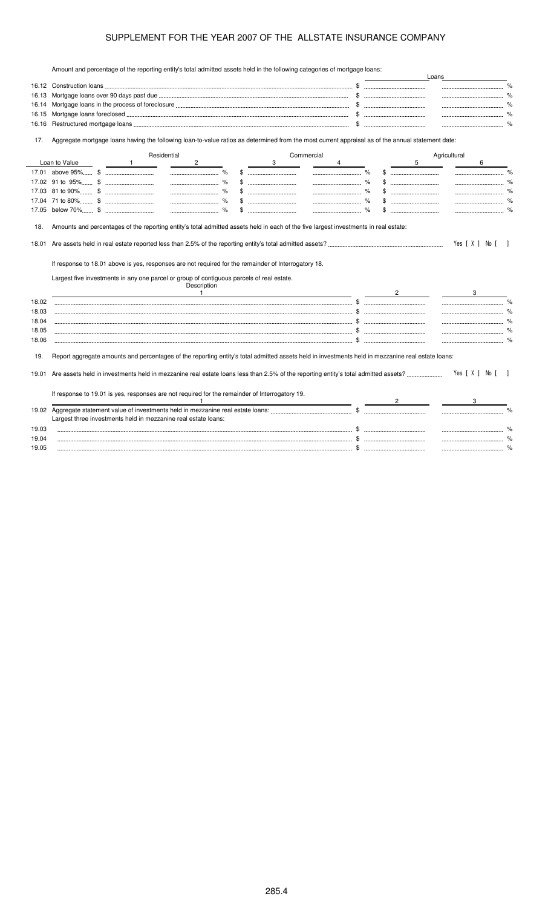# SUPPLEMENT FOR THE YEAR 2007 OF THE ALLSTATE INSURANCE COMPANY

Amount and percentage of the reporting entity's total admitted assets held in the following categories of mortgage loans:

| | Loans | |
|---|---|---|
| 16.12 Construction loans | $ | % |
| 16.13 Mortgage loans over 90 days past due | $ | % |
| 16.14 Mortgage loans in the process of foreclosure | $ | % |
| 16.15 Mortgage loans foreclosed | $ | % |
| 16.16 Restructured mortgage loans | $ | % |

17. Aggregate mortgage loans having the following loan-to-value ratios as determined from the most current appraisal as of the annual statement date:

| | Residential | | Commercial | | Agricultural | |
|---|---|---|---|---|---|---|
| Loan to Value | 1 | 2 | 3 | 4 | 5 | 6 |
| 17.01 above 95% | $ | % | $ | % | $ | % |
| 17.02 91 to 95% | $ | % | $ | % | $ | % |
| 17.03 81 to 90% | $ | % | $ | % | $ | % |
| 17.04 71 to 80% | $ | % | $ | % | $ | % |
| 17.05 below 70% | $ | % | $ | % | $ | % |

18. Amounts and percentages of the reporting entity's total admitted assets held in each of the five largest investments in real estate:

18.01 Are assets held in real estate reported less than 2.5% of the reporting entity's total admitted assets? Yes [ X ] No [ ]

If response to 18.01 above is yes, responses are not required for the remainder of Interrogatory 18.

Largest five investments in any one parcel or group of contiguous parcels of real estate.

| | Description 1 | 2 | 3 |
|---|---|---|---|
| 18.02 | | $ | % |
| 18.03 | | $ | % |
| 18.04 | | $ | % |
| 18.05 | | $ | % |
| 18.06 | | $ | % |

19. Report aggregate amounts and percentages of the reporting entity's total admitted assets held in investments held in mezzanine real estate loans:

19.01 Are assets held in investments held in mezzanine real estate loans less than 2.5% of the reporting entity's total admitted assets? Yes [ X ] No [ ]

If response to 19.01 is yes, responses are not required for the remainder of Interrogatory 19.

| | 1 | 2 | 3 |
|---|---|---|---|
| 19.02 | Aggregate statement value of investments held in mezzanine real estate loans: | $ | % |
| | Largest three investments held in mezzanine real estate loans: | | |
| 19.03 | | $ | % |
| 19.04 | | $ | % |
| 19.05 | | $ | % |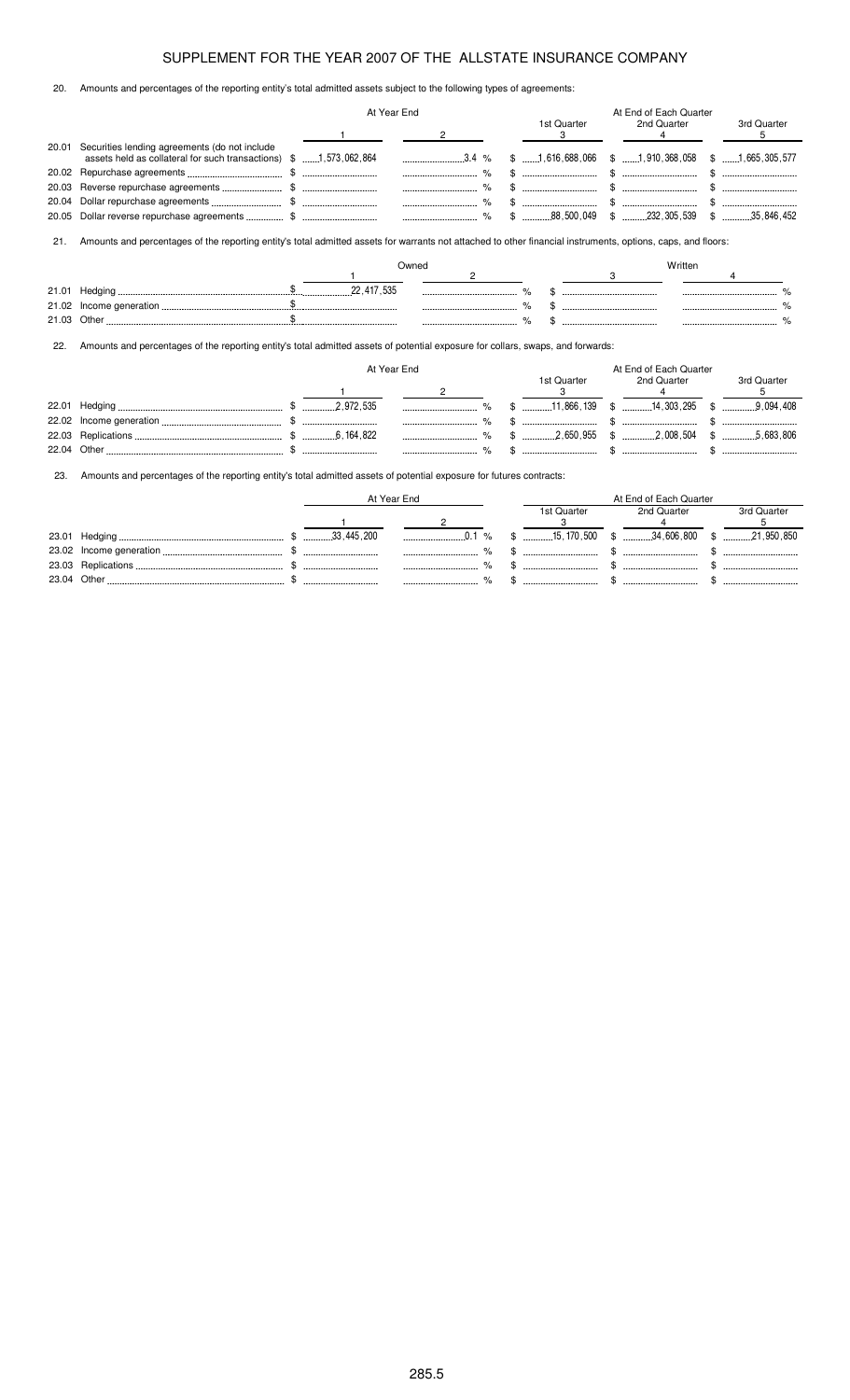# SUPPLEMENT FOR THE YEAR 2007 OF THE ALLSTATE INSURANCE COMPANY

20. Amounts and percentages of the reporting entity's total admitted assets subject to the following types of agreements:

| | At Year End | | At End of Each Quarter | | |
|---|---|---|---|---|---|
| | | | 1st Quarter | 2nd Quarter | 3rd Quarter |
| | 1 | 2 | 3 | 4 | 5 |
| 20.01 Securities lending agreements (do not include assets held as collateral for such transactions) | $ 1,573,062,864 | 3.4 % | $ 1,616,688,066 | $ 1,910,368,058 | $ 1,665,305,577 |
| 20.02 Repurchase agreements | $ | % | $ | $ | $ |
| 20.03 Reverse repurchase agreements | $ | % | $ | $ | $ |
| 20.04 Dollar repurchase agreements | $ | % | $ | $ | $ |
| 20.05 Dollar reverse repurchase agreements | $ | % | $ 88,500,049 | $ 232,305,539 | $ 35,846,452 |

21. Amounts and percentages of the reporting entity's total admitted assets for warrants not attached to other financial instruments, options, caps, and floors:

| | Owned | | Written | |
|---|---|---|---|---|
| | 1 | 2 | 3 | 4 |
| 21.01 Hedging | $ 22,417,535 | % | $ | % |
| 21.02 Income generation | $ | % | $ | % |
| 21.03 Other | $ | % | $ | % |

22. Amounts and percentages of the reporting entity's total admitted assets of potential exposure for collars, swaps, and forwards:

| | At Year End | | At End of Each Quarter | | |
|---|---|---|---|---|---|
| | | | 1st Quarter | 2nd Quarter | 3rd Quarter |
| | 1 | 2 | 3 | 4 | 5 |
| 22.01 Hedging | $ 2,972,535 | % | $ 11,866,139 | $ 14,303,295 | $ 9,094,408 |
| 22.02 Income generation | $ | % | $ | $ | $ |
| 22.03 Replications | $ 6,164,822 | % | $ 2,650,955 | $ 2,008,504 | $ 5,683,806 |
| 22.04 Other | $ | % | $ | $ | $ |

23. Amounts and percentages of the reporting entity's total admitted assets of potential exposure for futures contracts:

| | At Year End | | At End of Each Quarter | | |
|---|---|---|---|---|---|
| | | | 1st Quarter | 2nd Quarter | 3rd Quarter |
| | 1 | 2 | 3 | 4 | 5 |
| 23.01 Hedging | $ 33,445,200 | 0.1 % | $ 15,170,500 | $ 34,606,800 | $ 21,950,850 |
| 23.02 Income generation | $ | % | $ | $ | $ |
| 23.03 Replications | $ | % | $ | $ | $ |
| 23.04 Other | $ | % | $ | $ | $ |